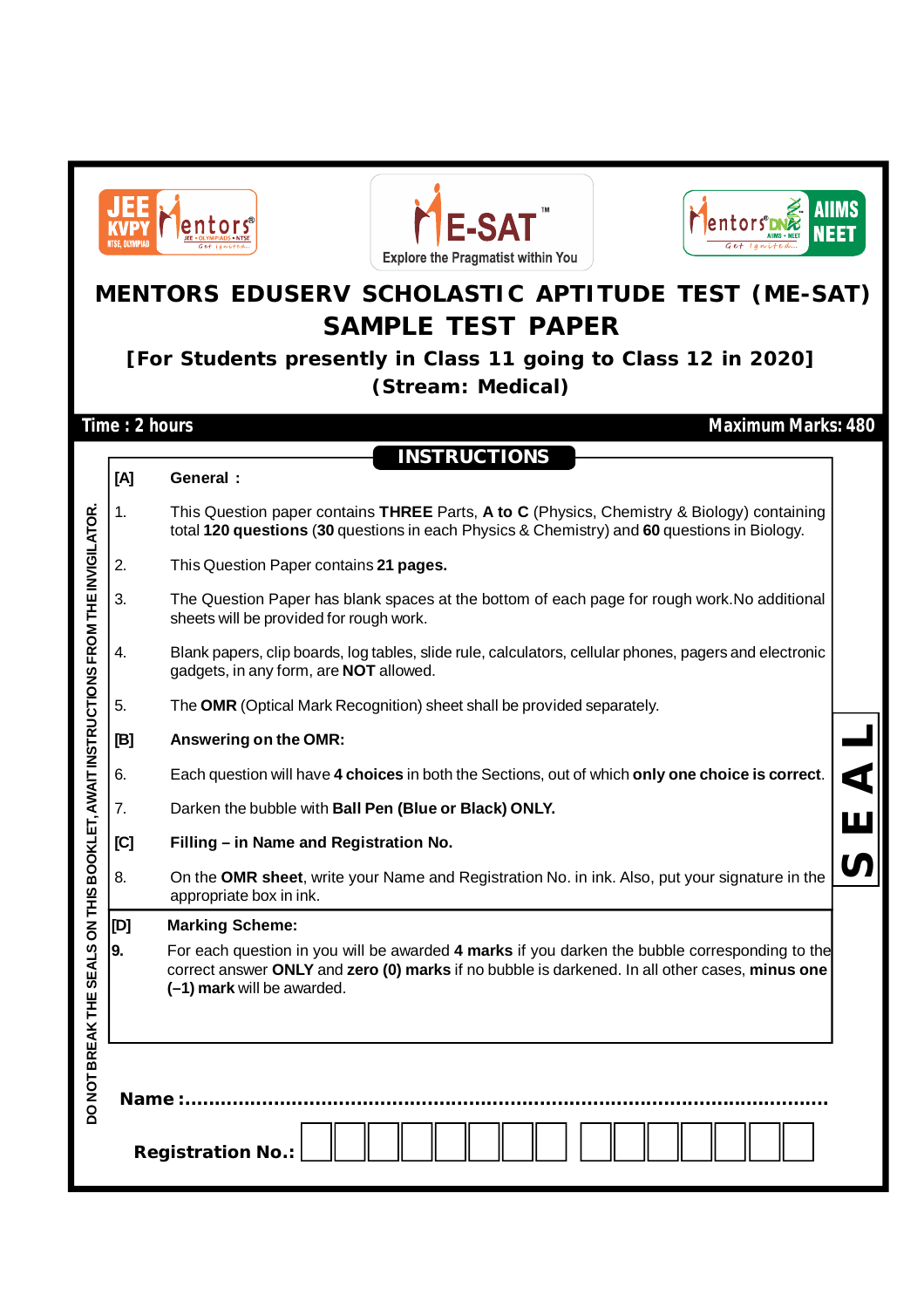JEE KVPY NTSE, OLYMPIAD Mentors JEE • OLYMPIADS • NTSE Get Ignited...

ME-SAT™ Explore the Pragmatist within You

Mentors DNA AIIMS • NEET Get Ignited... AIIMS NEET

# MENTORS EDUSERV SCHOLASTIC APTITUDE TEST (ME-SAT)

# SAMPLE TEST PAPER

### [For Students presently in Class 11 going to Class 12 in 2020]

### (Stream: Medical)

**Time : 2 hours** **Maximum Marks: 480**

## INSTRUCTIONS

**[A] General :**

1. This Question paper contains **THREE** Parts, **A to C** (Physics, Chemistry & Biology) containing total **120 questions** (**30** questions in each Physics & Chemistry) and **60** questions in Biology.
2. This Question Paper contains **21 pages.**
3. The Question Paper has blank spaces at the bottom of each page for rough work. No additional sheets will be provided for rough work.
4. Blank papers, clip boards, log tables, slide rule, calculators, cellular phones, pagers and electronic gadgets, in any form, are **NOT** allowed.
5. The **OMR** (Optical Mark Recognition) sheet shall be provided separately.

**[B] Answering on the OMR:**

6. Each question will have **4 choices** in both the Sections, out of which **only one choice is correct**.
7. Darken the bubble with **Ball Pen (Blue or Black) ONLY.**

**[C] Filling – in Name and Registration No.**

8. On the **OMR sheet**, write your Name and Registration No. in ink. Also, put your signature in the appropriate box in ink.

**[D] Marking Scheme:**

**9.** For each question in you will be awarded **4 marks** if you darken the bubble corresponding to the correct answer **ONLY** and **zero (0) marks** if no bubble is darkened. In all other cases, **minus one (–1) mark** will be awarded.

DO NOT BREAK THE SEALS ON THIS BOOKLET, AWAIT INSTRUCTIONS FROM THE INVIGILATOR.

SEAL

**Name :**.......................................................................................

**Registration No.:** | | | | | | | | | | | | | | | | |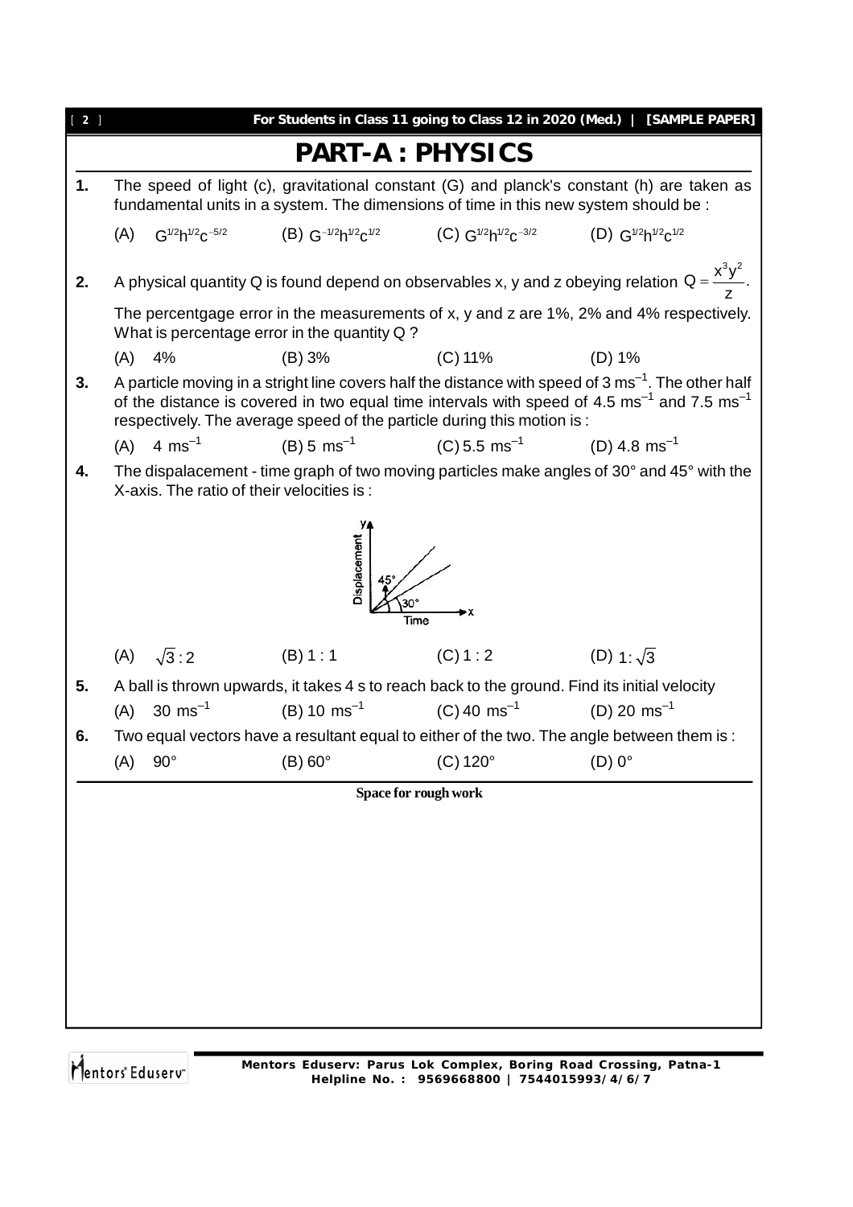# PART-A : PHYSICS

**1.** The speed of light (c), gravitational constant (G) and planck's constant (h) are taken as fundamental units in a system. The dimensions of time in this new system should be :

(A) $G^{1/2}h^{1/2}c^{-5/2}$ (B) $G^{-1/2}h^{1/2}c^{1/2}$ (C) $G^{1/2}h^{1/2}c^{-3/2}$ (D) $G^{1/2}h^{1/2}c^{1/2}$

**2.** A physical quantity Q is found depend on observables x, y and z obeying relation $Q = \frac{x^3y^2}{z}$.

The percentgage error in the measurements of x, y and z are 1%, 2% and 4% respectively. What is percentage error in the quantity Q ?

(A) 4% (B) 3% (C) 11% (D) 1%

**3.** A particle moving in a stright line covers half the distance with speed of 3 $ms^{-1}$. The other half of the distance is covered in two equal time intervals with speed of 4.5 $ms^{-1}$ and 7.5 $ms^{-1}$ respectively. The average speed of the particle during this motion is :

(A) 4 $ms^{-1}$ (B) 5 $ms^{-1}$ (C) 5.5 $ms^{-1}$ (D) 4.8 $ms^{-1}$

**4.** The dispalacement - time graph of two moving particles make angles of 30° and 45° with the X-axis. The ratio of their velocities is :

(A) $\sqrt{3}:2$ (B) 1 : 1 (C) 1 : 2 (D) $1:\sqrt{3}$

**5.** A ball is thrown upwards, it takes 4 s to reach back to the ground. Find its initial velocity

(A) 30 $ms^{-1}$ (B) 10 $ms^{-1}$ (C) 40 $ms^{-1}$ (D) 20 $ms^{-1}$

**6.** Two equal vectors have a resultant equal to either of the two. The angle between them is :

(A) 90° (B) 60° (C) 120° (D) 0°

**Space for rough work**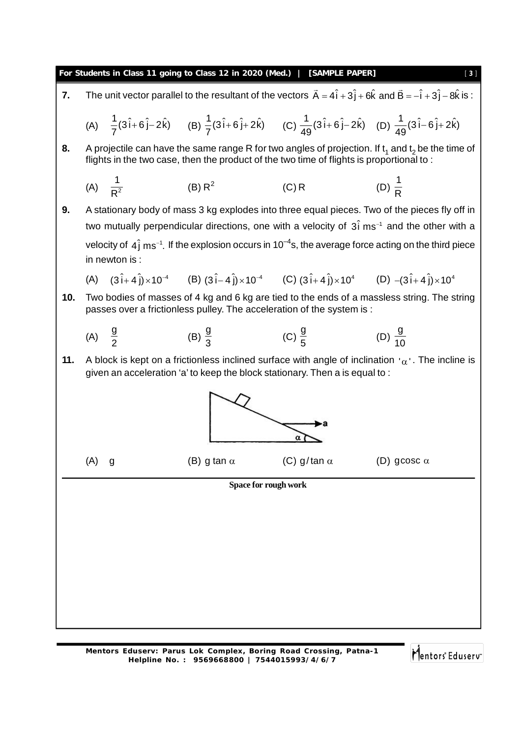**7.** The unit vector parallel to the resultant of the vectors $\vec{A} = 4\hat{i} + 3\hat{j} + 6\hat{k}$ and $\vec{B} = -\hat{i} + 3\hat{j} - 8\hat{k}$ is :

(A) $\frac{1}{7}(3\hat{i} + 6\hat{j} - 2\hat{k})$ (B) $\frac{1}{7}(3\hat{i} + 6\hat{j} + 2\hat{k})$ (C) $\frac{1}{49}(3\hat{i} + 6\hat{j} - 2\hat{k})$ (D) $\frac{1}{49}(3\hat{i} - 6\hat{j} + 2\hat{k})$

**8.** A projectile can have the same range R for two angles of projection. If $t_1$ and $t_2$ be the time of flights in the two case, then the product of the two time of flights is proportional to :

(A) $\frac{1}{R^2}$ (B) $R^2$ (C) R (D) $\frac{1}{R}$

**9.** A stationary body of mass 3 kg explodes into three equal pieces. Two of the pieces fly off in two mutually perpendicular directions, one with a velocity of $3\hat{i}\ ms^{-1}$ and the other with a velocity of $4\hat{j}\ ms^{-1}$. If the explosion occurs in $10^{-4}$s, the average force acting on the third piece in newton is :

(A) $(3\hat{i} + 4\hat{j}) \times 10^{-4}$ (B) $(3\hat{i} - 4\hat{j}) \times 10^{-4}$ (C) $(3\hat{i} + 4\hat{j}) \times 10^{4}$ (D) $-(3\hat{i} + 4\hat{j}) \times 10^{4}$

**10.** Two bodies of masses of 4 kg and 6 kg are tied to the ends of a massless string. The string passes over a frictionless pulley. The acceleration of the system is :

(A) $\frac{g}{2}$ (B) $\frac{g}{3}$ (C) $\frac{g}{5}$ (D) $\frac{g}{10}$

**11.** A block is kept on a frictionless inclined surface with angle of inclination '$\alpha$'. The incline is given an acceleration 'a' to keep the block stationary. Then a is equal to :

(A) g (B) g tan $\alpha$ (C) g/tan $\alpha$ (D) gcosc $\alpha$

**Space for rough work**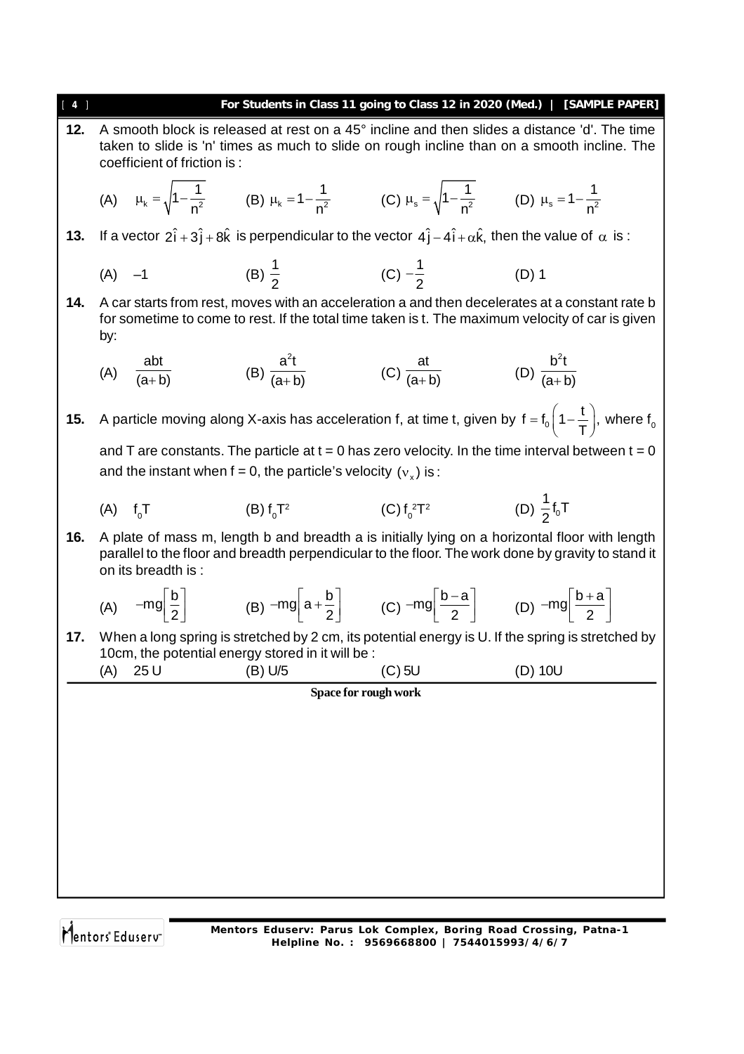**12.** A smooth block is released at rest on a 45° incline and then slides a distance 'd'. The time taken to slide is 'n' times as much to slide on rough incline than on a smooth incline. The coefficient of friction is :

(A) $\mu_k = \sqrt{1-\frac{1}{n^2}}$ (B) $\mu_k = 1-\frac{1}{n^2}$ (C) $\mu_s = \sqrt{1-\frac{1}{n^2}}$ (D) $\mu_s = 1-\frac{1}{n^2}$

**13.** If a vector $2\hat{i}+3\hat{j}+8\hat{k}$ is perpendicular to the vector $4\hat{j}-4\hat{i}+\alpha\hat{k}$, then the value of $\alpha$ is :

(A) $-1$ (B) $\frac{1}{2}$ (C) $-\frac{1}{2}$ (D) 1

**14.** A car starts from rest, moves with an acceleration a and then decelerates at a constant rate b for sometime to come to rest. If the total time taken is t. The maximum velocity of car is given by:

(A) $\frac{abt}{(a+b)}$ (B) $\frac{a^2t}{(a+b)}$ (C) $\frac{at}{(a+b)}$ (D) $\frac{b^2t}{(a+b)}$

**15.** A particle moving along X-axis has acceleration f, at time t, given by $f = f_0\left(1-\frac{t}{T}\right)$, where $f_0$ and T are constants. The particle at t = 0 has zero velocity. In the time interval between t = 0 and the instant when f = 0, the particle's velocity $(v_x)$ is :

(A) $f_0T$ (B) $f_0T^2$ (C) $f_0^2T^2$ (D) $\frac{1}{2}f_0T$

**16.** A plate of mass m, length b and breadth a is initially lying on a horizontal floor with length parallel to the floor and breadth perpendicular to the floor. The work done by gravity to stand it on its breadth is :

(A) $-mg\left[\frac{b}{2}\right]$ (B) $-mg\left[a+\frac{b}{2}\right]$ (C) $-mg\left[\frac{b-a}{2}\right]$ (D) $-mg\left[\frac{b+a}{2}\right]$

**17.** When a long spring is stretched by 2 cm, its potential energy is U. If the spring is stretched by 10cm, the potential energy stored in it will be :

(A) 25 U (B) U/5 (C) 5U (D) 10U

**Space for rough work**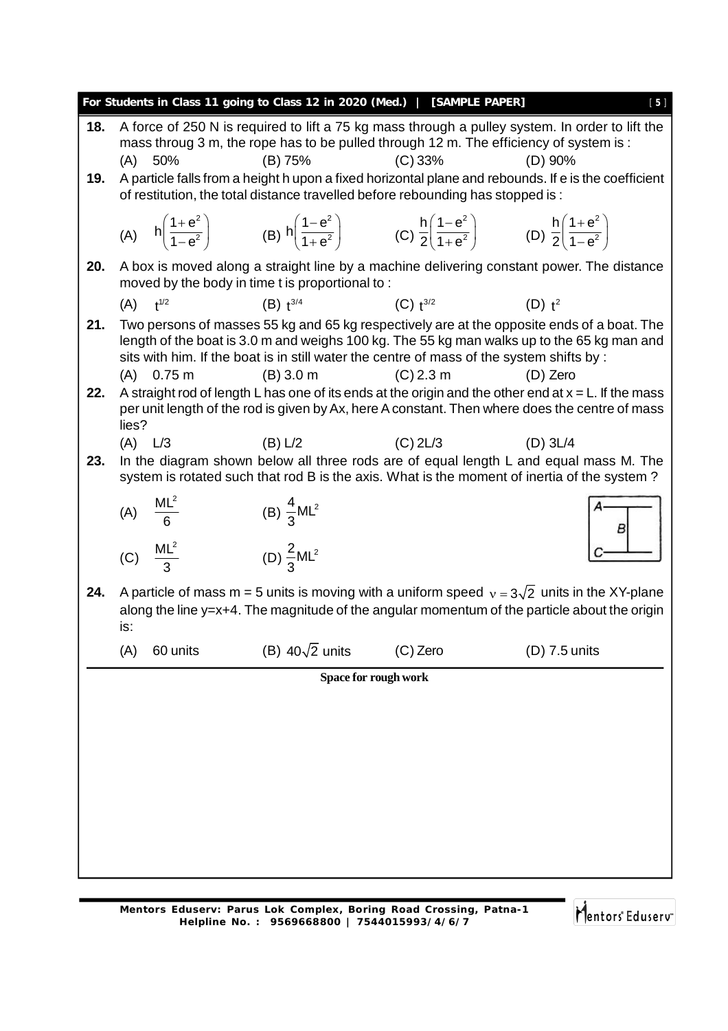**18.** A force of 250 N is required to lift a 75 kg mass through a pulley system. In order to lift the mass throug 3 m, the rope has to be pulled through 12 m. The efficiency of system is :

(A) 50% (B) 75% (C) 33% (D) 90%

**19.** A particle falls from a height h upon a fixed horizontal plane and rebounds. If e is the coefficient of restitution, the total distance travelled before rebounding has stopped is :

(A) $h\left(\frac{1+e^2}{1-e^2}\right)$ (B) $h\left(\frac{1-e^2}{1+e^2}\right)$ (C) $\frac{h}{2}\left(\frac{1-e^2}{1+e^2}\right)$ (D) $\frac{h}{2}\left(\frac{1+e^2}{1-e^2}\right)$

**20.** A box is moved along a straight line by a machine delivering constant power. The distance moved by the body in time t is proportional to :

(A) $t^{1/2}$ (B) $t^{3/4}$ (C) $t^{3/2}$ (D) $t^2$

**21.** Two persons of masses 55 kg and 65 kg respectively are at the opposite ends of a boat. The length of the boat is 3.0 m and weighs 100 kg. The 55 kg man walks up to the 65 kg man and sits with him. If the boat is in still water the centre of mass of the system shifts by :

(A) 0.75 m (B) 3.0 m (C) 2.3 m (D) Zero

**22.** A straight rod of length L has one of its ends at the origin and the other end at x = L. If the mass per unit length of the rod is given by Ax, here A constant. Then where does the centre of mass lies?

(A) L/3 (B) L/2 (C) 2L/3 (D) 3L/4

**23.** In the diagram shown below all three rods are of equal length L and equal mass M. The system is rotated such that rod B is the axis. What is the moment of inertia of the system ?

(A) $\frac{ML^2}{6}$ (B) $\frac{4}{3}ML^2$

(C) $\frac{ML^2}{3}$ (D) $\frac{2}{3}ML^2$

**24.** A particle of mass m = 5 units is moving with a uniform speed $v = 3\sqrt{2}$ units in the XY-plane along the line y=x+4. The magnitude of the angular momentum of the particle about the origin is:

(A) 60 units (B) $40\sqrt{2}$ units (C) Zero (D) 7.5 units

**Space for rough work**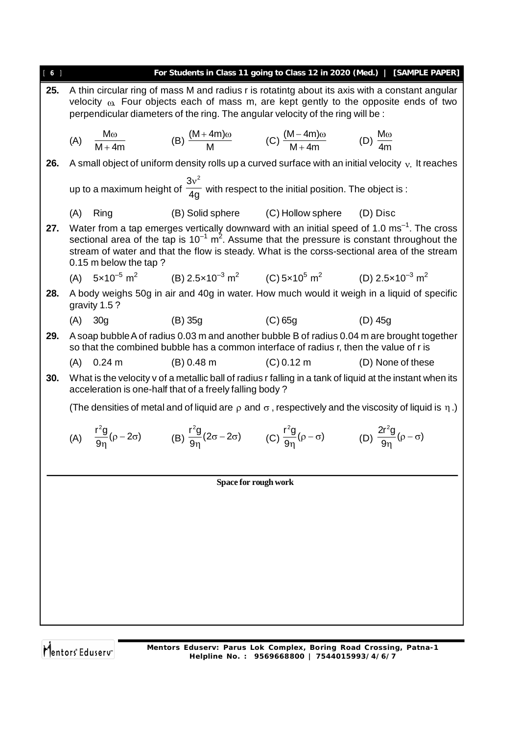**25.** A thin circular ring of mass M and radius r is rotatintg about its axis with a constant angular velocity $\omega$. Four objects each of mass m, are kept gently to the opposite ends of two perpendicular diameters of the ring. The angular velocity of the ring will be :

(A) $\frac{M\omega}{M+4m}$ (B) $\frac{(M+4m)\omega}{M}$ (C) $\frac{(M-4m)\omega}{M+4m}$ (D) $\frac{M\omega}{4m}$

**26.** A small object of uniform density rolls up a curved surface with an initial velocity $v$. It reaches up to a maximum height of $\frac{3v^2}{4g}$ with respect to the initial position. The object is :

(A) Ring (B) Solid sphere (C) Hollow sphere (D) Disc

**27.** Water from a tap emerges vertically downward with an initial speed of 1.0 $ms^{-1}$. The cross sectional area of the tap is $10^{-1}$ $m^2$. Assume that the pressure is constant throughout the stream of water and that the flow is steady. What is the corss-sectional area of the stream 0.15 m below the tap ?

(A) $5\times10^{-5}$ $m^2$ (B) $2.5\times10^{-3}$ $m^2$ (C) $5\times10^{5}$ $m^2$ (D) $2.5\times10^{-3}$ $m^2$

**28.** A body weighs 50g in air and 40g in water. How much would it weigh in a liquid of specific gravity 1.5 ?

(A) 30g (B) 35g (C) 65g (D) 45g

**29.** A soap bubble A of radius 0.03 m and another bubble B of radius 0.04 m are brought together so that the combined bubble has a common interface of radius r, then the value of r is

(A) 0.24 m (B) 0.48 m (C) 0.12 m (D) None of these

**30.** What is the velocity v of a metallic ball of radius r falling in a tank of liquid at the instant when its acceleration is one-half that of a freely falling body ?

(The densities of metal and of liquid are $\rho$ and $\sigma$, respectively and the viscosity of liquid is $\eta$.)

(A) $\frac{r^2 g}{9\eta}(\rho-2\sigma)$ (B) $\frac{r^2 g}{9\eta}(2\sigma-2\sigma)$ (C) $\frac{r^2 g}{9\eta}(\rho-\sigma)$ (D) $\frac{2r^2 g}{9\eta}(\rho-\sigma)$

**Space for rough work**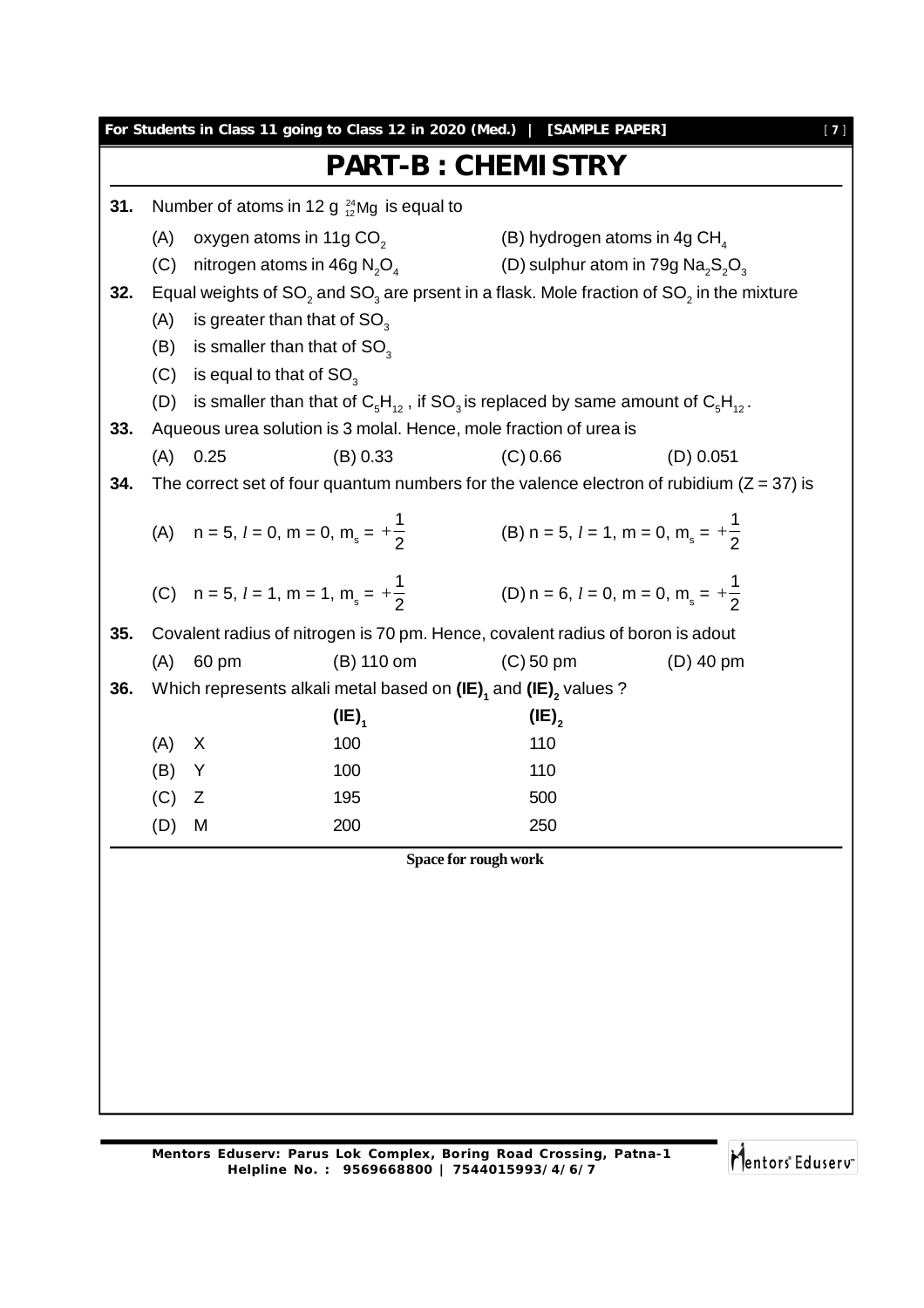# PART-B : CHEMISTRY

**31.** Number of atoms in 12 g $^{24}_{12}Mg$ is equal to

(A) oxygen atoms in 11g $CO_2$  (B) hydrogen atoms in 4g $CH_4$

(C) nitrogen atoms in 46g $N_2O_4$  (D) sulphur atom in 79g $Na_2S_2O_3$

**32.** Equal weights of $SO_2$ and $SO_3$ are prsent in a flask. Mole fraction of $SO_2$ in the mixture

(A) is greater than that of $SO_3$

(B) is smaller than that of $SO_3$

(C) is equal to that of $SO_3$

(D) is smaller than that of $C_5H_{12}$ , if $SO_3$ is replaced by same amount of $C_5H_{12}$ .

**33.** Aqueous urea solution is 3 molal. Hence, mole fraction of urea is

(A) 0.25  (B) 0.33  (C) 0.66  (D) 0.051

**34.** The correct set of four quantum numbers for the valence electron of rubidium (Z = 37) is

(A) $n = 5, l = 0, m = 0, m_s = +\frac{1}{2}$  (B) $n = 5, l = 1, m = 0, m_s = +\frac{1}{2}$

(C) $n = 5, l = 1, m = 1, m_s = +\frac{1}{2}$  (D) $n = 6, l = 0, m = 0, m_s = +\frac{1}{2}$

**35.** Covalent radius of nitrogen is 70 pm. Hence, covalent radius of boron is adout

(A) 60 pm  (B) 110 om  (C) 50 pm  (D) 40 pm

**36.** Which represents alkali metal based on **$(IE)_1$** and **$(IE)_2$** values ?

| | | $(IE)_1$ | $(IE)_2$ |
|---|---|---|---|
| (A) | X | 100 | 110 |
| (B) | Y | 100 | 110 |
| (C) | Z | 195 | 500 |
| (D) | M | 200 | 250 |

**Space for rough work**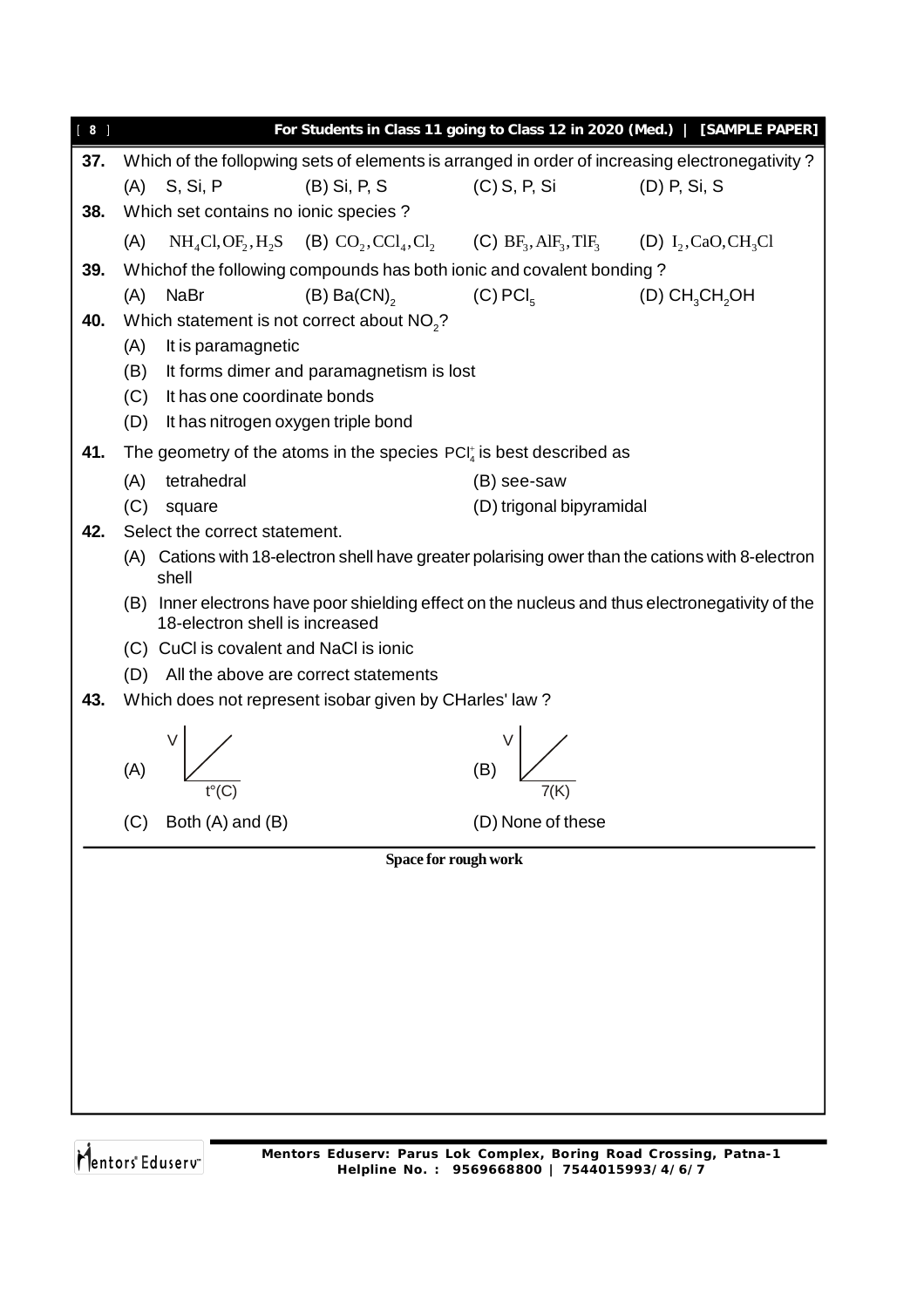**37.** Which of the follopwing sets of elements is arranged in order of increasing electronegativity ?

(A) S, Si, P (B) Si, P, S (C) S, P, Si (D) P, Si, S

**38.** Which set contains no ionic species ?

(A) $NH_4Cl, OF_2, H_2S$ (B) $CO_2, CCl_4, Cl_2$ (C) $BF_3, AlF_3, TlF_3$ (D) $I_2, CaO, CH_3Cl$

**39.** Whichof the following compounds has both ionic and covalent bonding ?

(A) NaBr (B) $Ba(CN)_2$ (C) $PCl_5$ (D) $CH_3CH_2OH$

**40.** Which statement is not correct about $NO_2$?

(A) It is paramagnetic

(B) It forms dimer and paramagnetism is lost

(C) It has one coordinate bonds

(D) It has nitrogen oxygen triple bond

**41.** The geometry of the atoms in the species $PCl_4^+$ is best described as

(A) tetrahedral (B) see-saw

(C) square (D) trigonal bipyramidal

**42.** Select the correct statement.

(A) Cations with 18-electron shell have greater polarising ower than the cations with 8-electron shell

(B) Inner electrons have poor shielding effect on the nucleus and thus electronegativity of the 18-electron shell is increased

(C) CuCl is covalent and NaCl is ionic

(D) All the above are correct statements

**43.** Which does not represent isobar given by CHarles' law ?

(A) [Graph: V vs t°(C)] (B) [Graph: V vs 7(K)]

(C) Both (A) and (B) (D) None of these

**Space for rough work**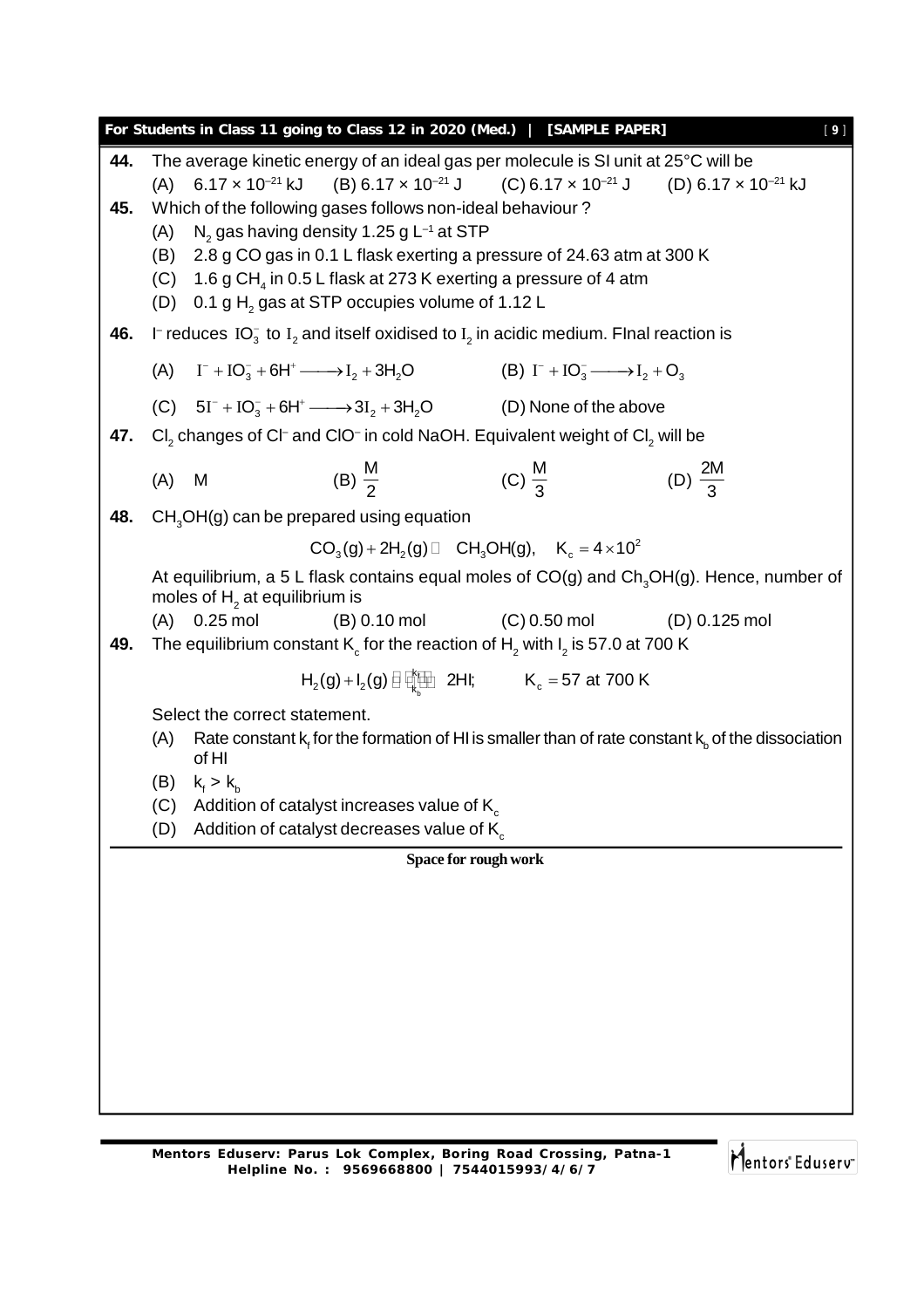**44.** The average kinetic energy of an ideal gas per molecule is SI unit at 25°C will be

(A) $6.17 \times 10^{-21}$ kJ (B) $6.17 \times 10^{-21}$ J (C) $6.17 \times 10^{-21}$ J (D) $6.17 \times 10^{-21}$ kJ

**45.** Which of the following gases follows non-ideal behaviour ?

(A) $N_2$ gas having density 1.25 g $L^{-1}$ at STP

(B) 2.8 g CO gas in 0.1 L flask exerting a pressure of 24.63 atm at 300 K

(C) 1.6 g $CH_4$ in 0.5 L flask at 273 K exerting a pressure of 4 atm

(D) 0.1 g $H_2$ gas at STP occupies volume of 1.12 L

**46.** $I^-$ reduces $IO_3^-$ to $I_2$ and itself oxidised to $I_2$ in acidic medium. FInal reaction is

(A) $I^- + IO_3^- + 6H^+ \longrightarrow I_2 + 3H_2O$ (B) $I^- + IO_3^- \longrightarrow I_2 + O_3$

(C) $5I^- + IO_3^- + 6H^+ \longrightarrow 3I_2 + 3H_2O$ (D) None of the above

**47.** $Cl_2$ changes of $Cl^-$ and $ClO^-$ in cold NaOH. Equivalent weight of $Cl_2$ will be

(A) M (B) $\frac{M}{2}$ (C) $\frac{M}{3}$ (D) $\frac{2M}{3}$

**48.** $CH_3OH(g)$ can be prepared using equation

$$CO_3(g) + 2H_2(g) \rightleftharpoons CH_3OH(g), \quad K_c = 4 \times 10^2$$

At equilibrium, a 5 L flask contains equal moles of CO(g) and $Ch_3OH(g)$. Hence, number of moles of $H_2$ at equilibrium is

(A) 0.25 mol (B) 0.10 mol (C) 0.50 mol (D) 0.125 mol

**49.** The equilibrium constant $K_c$ for the reaction of $H_2$ with $I_2$ is 57.0 at 700 K

$$H_2(g) + I_2(g) \underset{k_b}{\overset{k_f}{\rightleftharpoons}} 2HI; \qquad K_c = 57 \text{ at } 700 \text{ K}$$

Select the correct statement.

(A) Rate constant $k_f$ for the formation of HI is smaller than of rate constant $k_b$ of the dissociation of HI

(B) $k_f > k_b$

(C) Addition of catalyst increases value of $K_c$

(D) Addition of catalyst decreases value of $K_c$

**Space for rough work**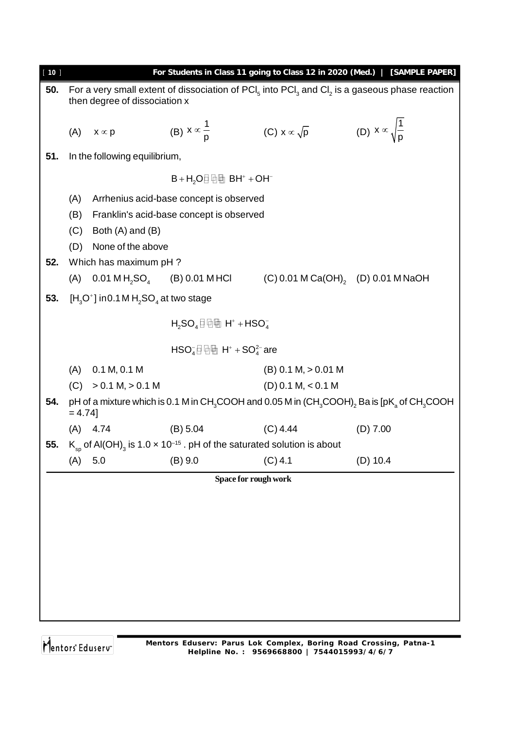**50.** For a very small extent of dissociation of $PCl_5$ into $PCl_3$ and $Cl_2$ is a gaseous phase reaction then degree of dissociation x

(A) $x \propto p$ (B) $x \propto \frac{1}{p}$ (C) $x \propto \sqrt{p}$ (D) $x \propto \sqrt{\frac{1}{p}}$

**51.** In the following equilibrium,

$$B + H_2O \rightleftharpoons BH^+ + OH^-$$

(A) Arrhenius acid-base concept is observed

(B) Franklin's acid-base concept is observed

(C) Both (A) and (B)

(D) None of the above

**52.** Which has maximum pH ?

(A) 0.01 M $H_2SO_4$ (B) 0.01 M HCl (C) 0.01 M $Ca(OH)_2$ (D) 0.01 M NaOH

**53.** $[H_3O^+]$ in 0.1 M $H_2SO_4$ at two stage

$$H_2SO_4 \rightleftharpoons H^+ + HSO_4^-$$

$$HSO_4^- \rightleftharpoons H^+ + SO_4^{2-} \text{ are}$$

(A) 0.1 M, 0.1 M (B) 0.1 M, > 0.01 M

(C) > 0.1 M, > 0.1 M (D) 0.1 M, < 0.1 M

**54.** pH of a mixture which is 0.1 M in $CH_3COOH$ and 0.05 M in $(CH_3COOH)_2$ Ba is [$pK_a$ of $CH_3COOH$ = 4.74]

(A) 4.74 (B) 5.04 (C) 4.44 (D) 7.00

**55.** $K_{sp}$ of $Al(OH)_3$ is $1.0 \times 10^{-15}$ . pH of the saturated solution is about

(A) 5.0 (B) 9.0 (C) 4.1 (D) 10.4

Space for rough work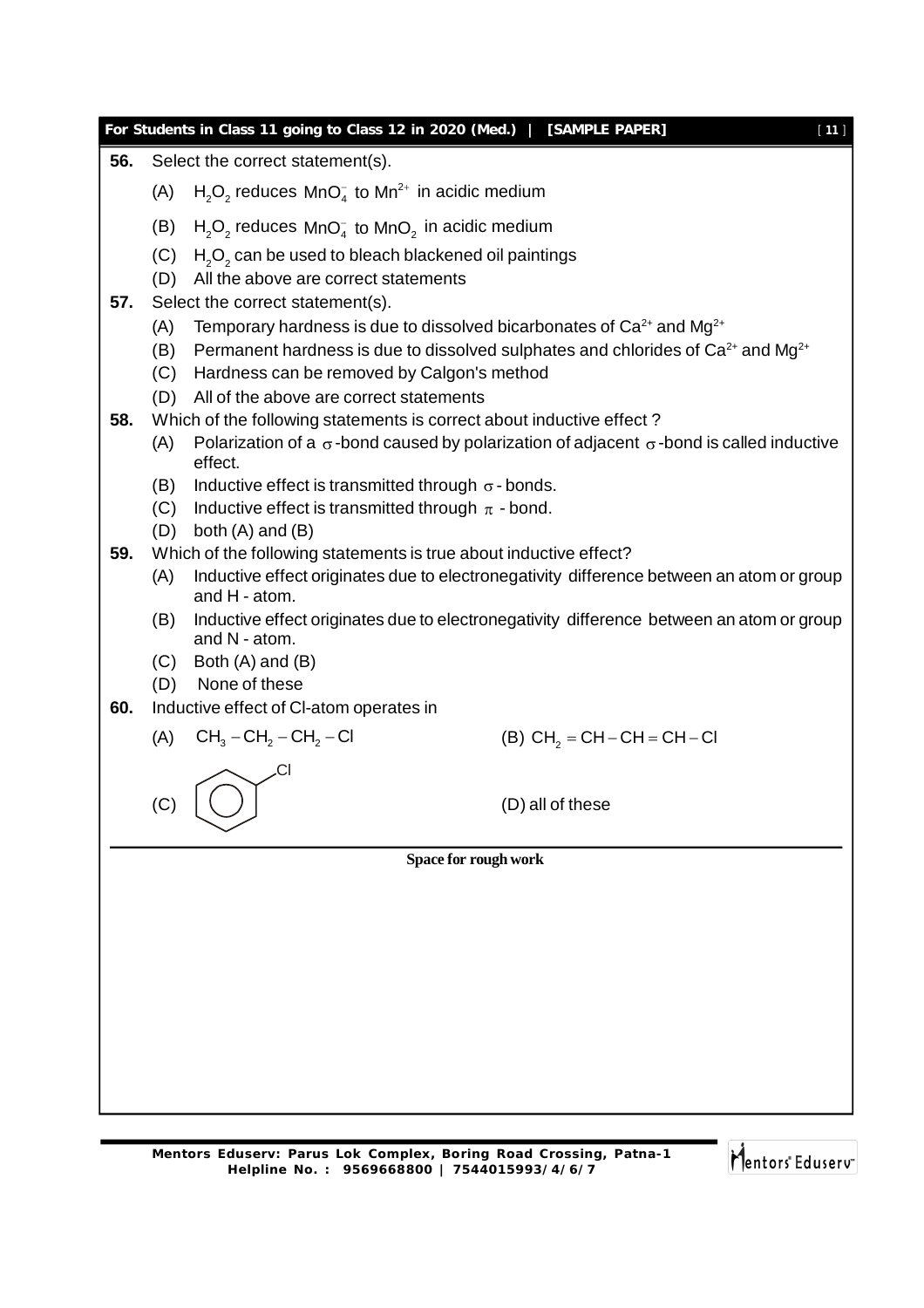**56.** Select the correct statement(s).

(A) $H_2O_2$ reduces $MnO_4^-$ to $Mn^{2+}$ in acidic medium

(B) $H_2O_2$ reduces $MnO_4^-$ to $MnO_2$ in acidic medium

(C) $H_2O_2$ can be used to bleach blackened oil paintings

(D) All the above are correct statements

**57.** Select the correct statement(s).

(A) Temporary hardness is due to dissolved bicarbonates of $Ca^{2+}$ and $Mg^{2+}$

(B) Permanent hardness is due to dissolved sulphates and chlorides of $Ca^{2+}$ and $Mg^{2+}$

(C) Hardness can be removed by Calgon's method

(D) All of the above are correct statements

**58.** Which of the following statements is correct about inductive effect ?

(A) Polarization of a $\sigma$-bond caused by polarization of adjacent $\sigma$-bond is called inductive effect.

(B) Inductive effect is transmitted through $\sigma$ - bonds.

(C) Inductive effect is transmitted through $\pi$ - bond.

(D) both (A) and (B)

**59.** Which of the following statements is true about inductive effect?

(A) Inductive effect originates due to electronegativity difference between an atom or group and H - atom.

(B) Inductive effect originates due to electronegativity difference between an atom or group and N - atom.

(C) Both (A) and (B)

(D) None of these

**60.** Inductive effect of Cl-atom operates in

(A) $CH_3-CH_2-CH_2-Cl$

(B) $CH_2=CH-CH=CH-Cl$

(C) Chlorobenzene ($C_6H_5-Cl$)

(D) all of these

**Space for rough work**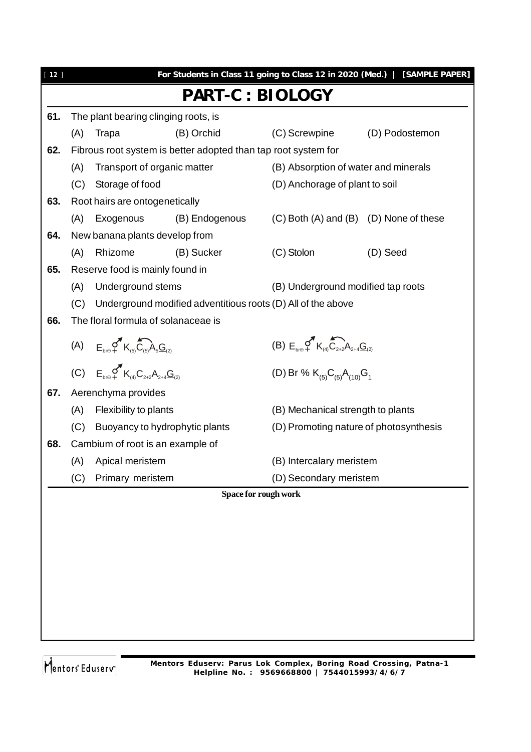# PART-C : BIOLOGY

**61.** The plant bearing clinging roots, is

(A) Trapa (B) Orchid (C) Screwpine (D) Podostemon

**62.** Fibrous root system is better adopted than tap root system for

(A) Transport of organic matter (B) Absorption of water and minerals

(C) Storage of food (D) Anchorage of plant to soil

**63.** Root hairs are ontogenetically

(A) Exogenous (B) Endogenous (C) Both (A) and (B) (D) None of these

**64.** New banana plants develop from

(A) Rhizome (B) Sucker (C) Stolon (D) Seed

**65.** Reserve food is mainly found in

(A) Underground stems (B) Underground modified tap roots

(C) Underground modified adventitious roots (D) All of the above

**66.** The floral formula of solanaceae is

(A) $E_{br\oplus} ⚥ K_{(5)} \overset{\frown}{C_{(5)} A_5} \underline{G}_{(2)}$

(B) $E_{br\oplus} ⚥ K_{(4)} \overset{\frown}{C_{2+2} A_{2+4}} \underline{G}_{(2)}$

(C) $E_{br\oplus} ⚥ K_{(4)} C_{2+2} A_{2+4} \underline{G}_{(2)}$

(D) Br % $K_{(5)} C_{(5)} A_{(10)} G_1$

**67.** Aerenchyma provides

(A) Flexibility to plants (B) Mechanical strength to plants

(C) Buoyancy to hydrophytic plants (D) Promoting nature of photosynthesis

**68.** Cambium of root is an example of

(A) Apical meristem (B) Intercalary meristem

(C) Primary meristem (D) Secondary meristem

**Space for rough work**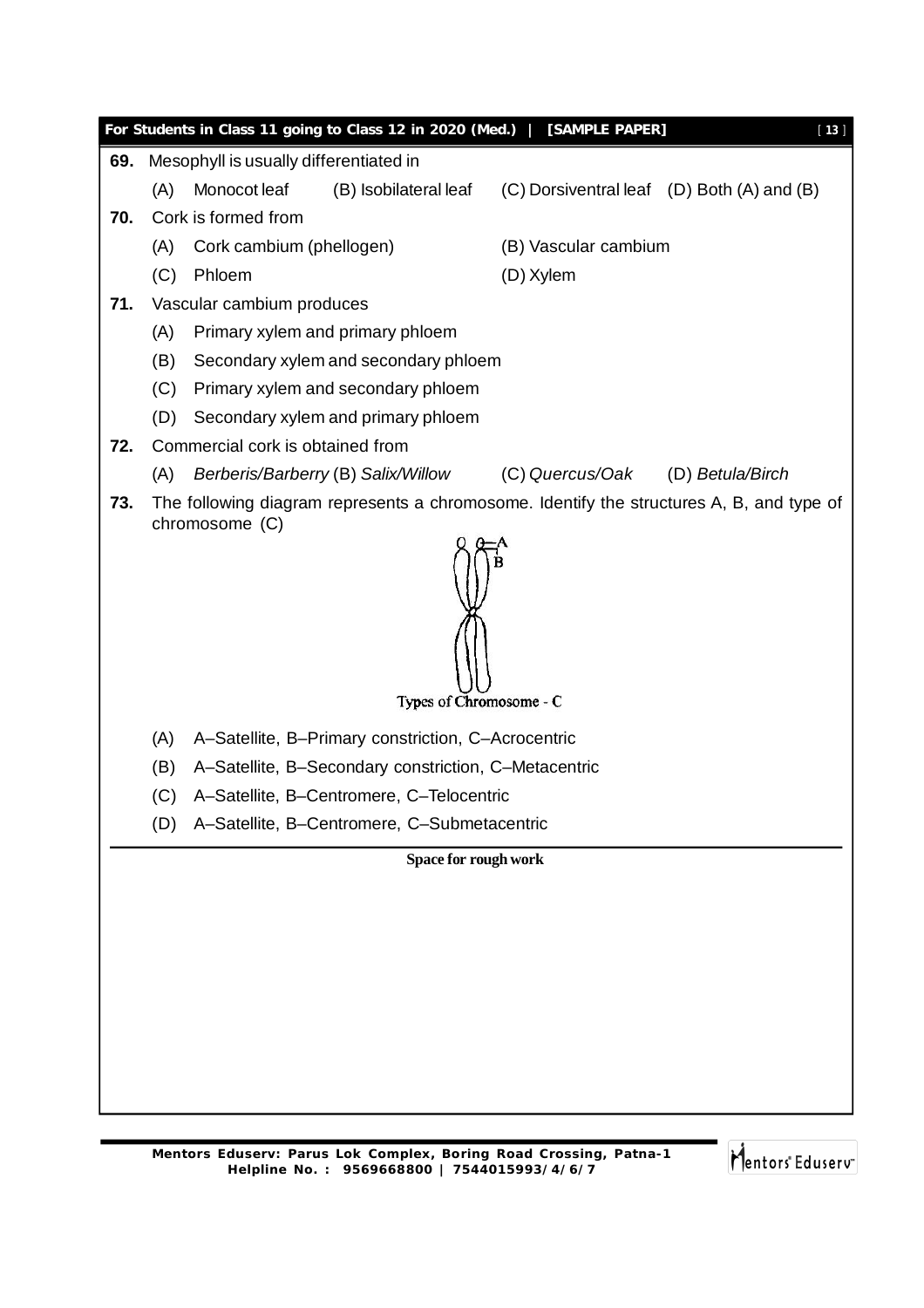**69.** Mesophyll is usually differentiated in

(A) Monocot leaf (B) Isobilateral leaf (C) Dorsiventral leaf (D) Both (A) and (B)

**70.** Cork is formed from

(A) Cork cambium (phellogen) (B) Vascular cambium

(C) Phloem (D) Xylem

**71.** Vascular cambium produces

(A) Primary xylem and primary phloem

(B) Secondary xylem and secondary phloem

(C) Primary xylem and secondary phloem

(D) Secondary xylem and primary phloem

**72.** Commercial cork is obtained from

(A) *Berberis/Barberry* (B) *Salix/Willow* (C) *Quercus/Oak* (D) *Betula/Birch*

**73.** The following diagram represents a chromosome. Identify the structures A, B, and type of chromosome (C)

Types of Chromosome - C

(A) A–Satellite, B–Primary constriction, C–Acrocentric

(B) A–Satellite, B–Secondary constriction, C–Metacentric

(C) A–Satellite, B–Centromere, C–Telocentric

(D) A–Satellite, B–Centromere, C–Submetacentric

**Space for rough work**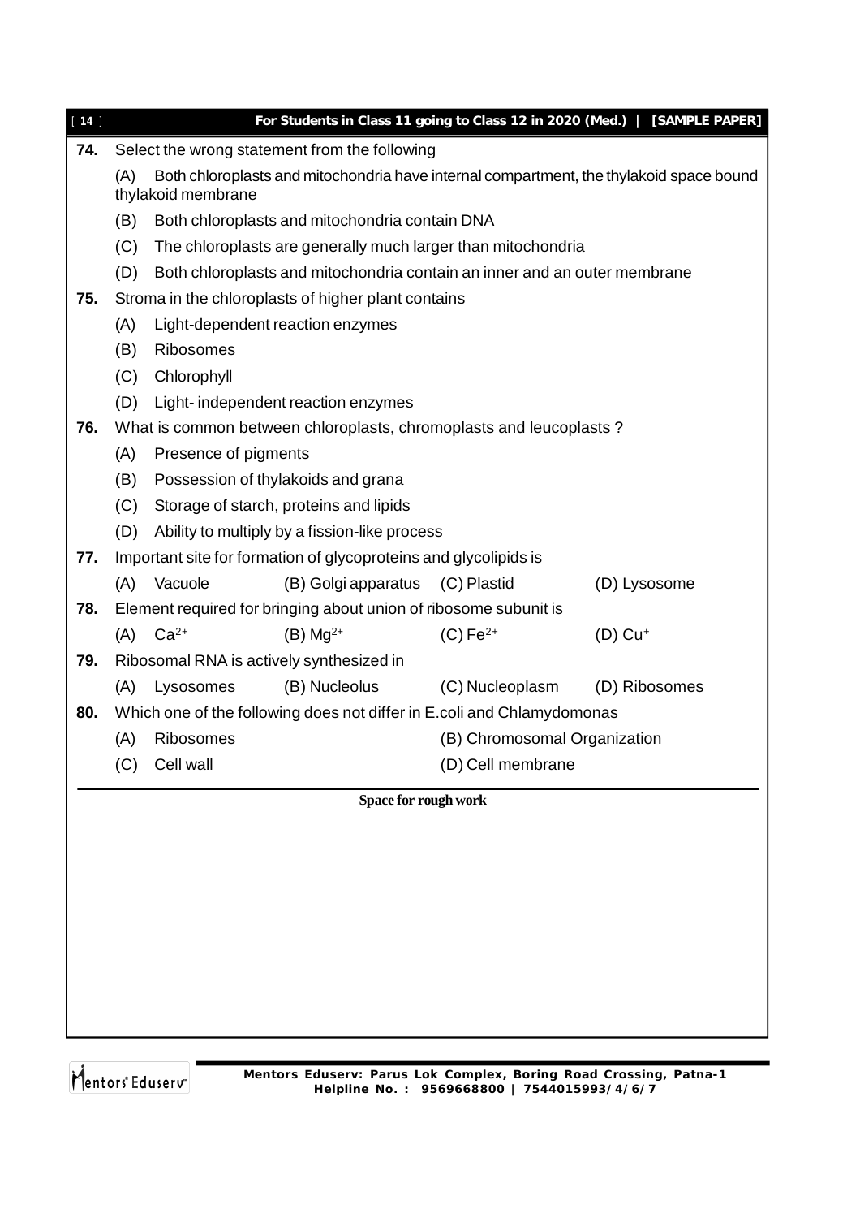**74.** Select the wrong statement from the following

(A) Both chloroplasts and mitochondria have internal compartment, the thylakoid space bound thylakoid membrane

(B) Both chloroplasts and mitochondria contain DNA

(C) The chloroplasts are generally much larger than mitochondria

(D) Both chloroplasts and mitochondria contain an inner and an outer membrane

**75.** Stroma in the chloroplasts of higher plant contains

(A) Light-dependent reaction enzymes

(B) Ribosomes

(C) Chlorophyll

(D) Light- independent reaction enzymes

**76.** What is common between chloroplasts, chromoplasts and leucoplasts ?

(A) Presence of pigments

(B) Possession of thylakoids and grana

(C) Storage of starch, proteins and lipids

(D) Ability to multiply by a fission-like process

**77.** Important site for formation of glycoproteins and glycolipids is

(A) Vacuole (B) Golgi apparatus (C) Plastid (D) Lysosome

**78.** Element required for bringing about union of ribosome subunit is

(A) $Ca^{2+}$ (B) $Mg^{2+}$ (C) $Fe^{2+}$ (D) $Cu^{+}$

**79.** Ribosomal RNA is actively synthesized in

(A) Lysosomes (B) Nucleolus (C) Nucleoplasm (D) Ribosomes

**80.** Which one of the following does not differ in E.coli and Chlamydomonas

(A) Ribosomes (B) Chromosomal Organization

(C) Cell wall (D) Cell membrane

**Space for rough work**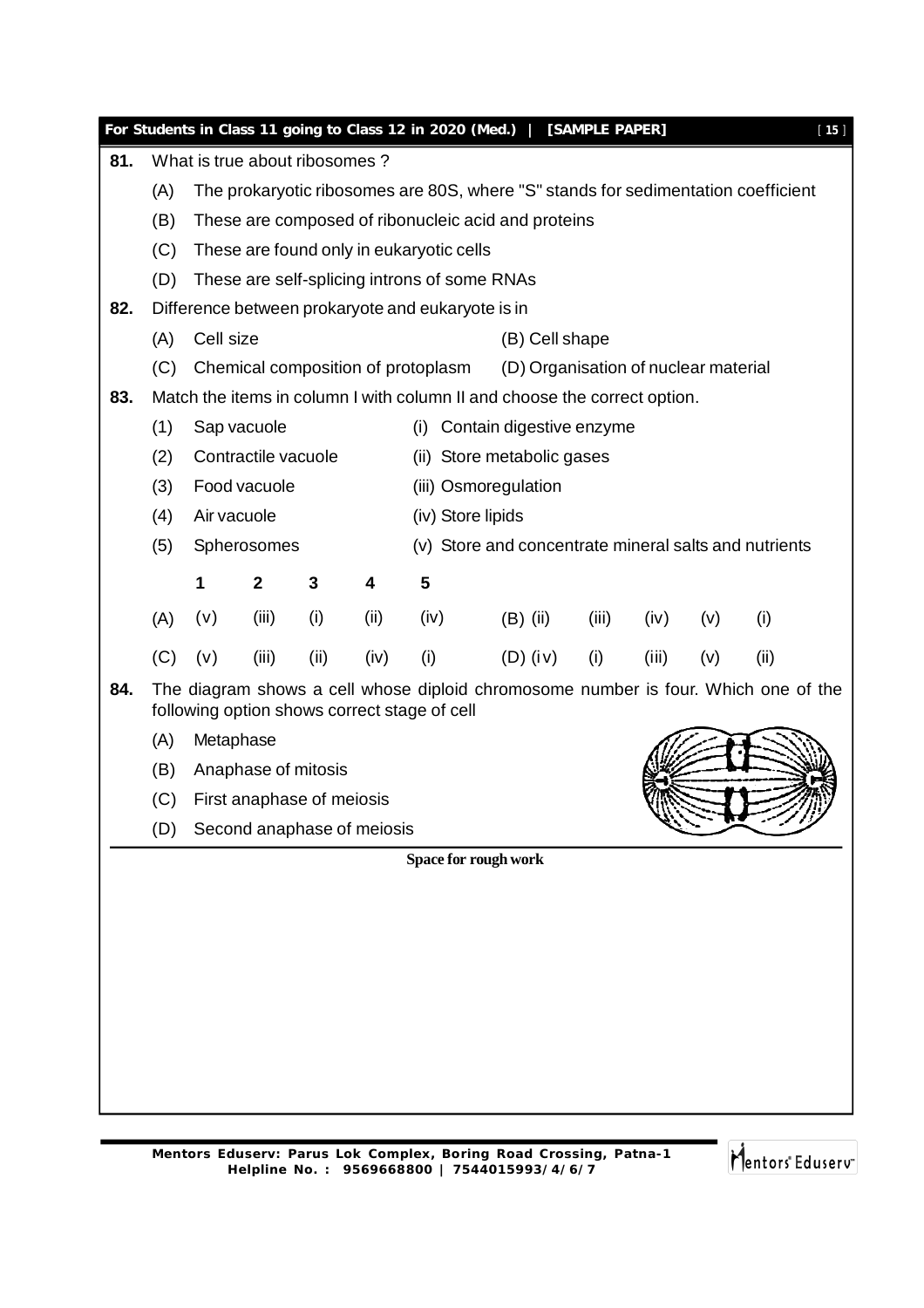**81.** What is true about ribosomes ?

(A) The prokaryotic ribosomes are 80S, where "S" stands for sedimentation coefficient

(B) These are composed of ribonucleic acid and proteins

(C) These are found only in eukaryotic cells

(D) These are self-splicing introns of some RNAs

**82.** Difference between prokaryote and eukaryote is in

(A) Cell size  (B) Cell shape

(C) Chemical composition of protoplasm  (D) Organisation of nuclear material

**83.** Match the items in column I with column II and choose the correct option.

(1) Sap vacuole — (i) Contain digestive enzyme

(2) Contractile vacuole — (ii) Store metabolic gases

(3) Food vacuole — (iii) Osmoregulation

(4) Air vacuole — (iv) Store lipids

(5) Spherosomes — (v) Store and concentrate mineral salts and nutrients

| | 1 | 2 | 3 | 4 | 5 |
|---|---|---|---|---|---|
| (A) | (v) | (iii) | (i) | (ii) | (iv) |
| (B) | (ii) | (iii) | (iv) | (v) | (i) |
| (C) | (v) | (iii) | (ii) | (iv) | (i) |
| (D) | (iv) | (i) | (iii) | (v) | (ii) |

**84.** The diagram shows a cell whose diploid chromosome number is four. Which one of the following option shows correct stage of cell

(A) Metaphase

(B) Anaphase of mitosis

(C) First anaphase of meiosis

(D) Second anaphase of meiosis

**Space for rough work**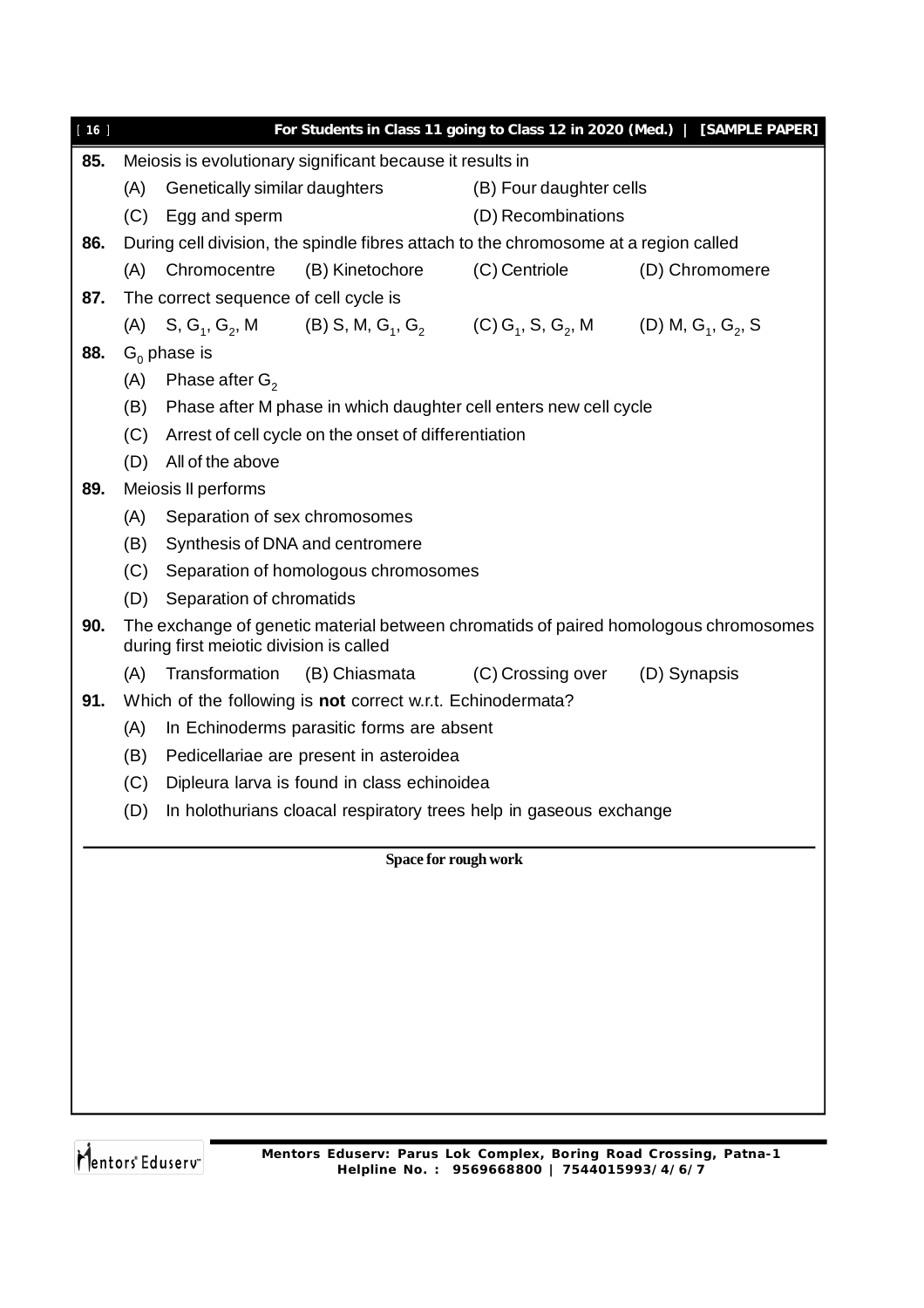**85.** Meiosis is evolutionary significant because it results in

(A) Genetically similar daughters (B) Four daughter cells

(C) Egg and sperm (D) Recombinations

**86.** During cell division, the spindle fibres attach to the chromosome at a region called

(A) Chromocentre (B) Kinetochore (C) Centriole (D) Chromomere

**87.** The correct sequence of cell cycle is

(A) S, $G_1$, $G_2$, M (B) S, M, $G_1$, $G_2$ (C) $G_1$, S, $G_2$, M (D) M, $G_1$, $G_2$, S

**88.** $G_0$ phase is

(A) Phase after $G_2$

(B) Phase after M phase in which daughter cell enters new cell cycle

(C) Arrest of cell cycle on the onset of differentiation

(D) All of the above

**89.** Meiosis II performs

(A) Separation of sex chromosomes

(B) Synthesis of DNA and centromere

(C) Separation of homologous chromosomes

(D) Separation of chromatids

**90.** The exchange of genetic material between chromatids of paired homologous chromosomes during first meiotic division is called

(A) Transformation (B) Chiasmata (C) Crossing over (D) Synapsis

**91.** Which of the following is **not** correct w.r.t. Echinodermata?

(A) In Echinoderms parasitic forms are absent

(B) Pedicellariae are present in asteroidea

(C) Dipleura larva is found in class echinoidea

(D) In holothurians cloacal respiratory trees help in gaseous exchange

**Space for rough work**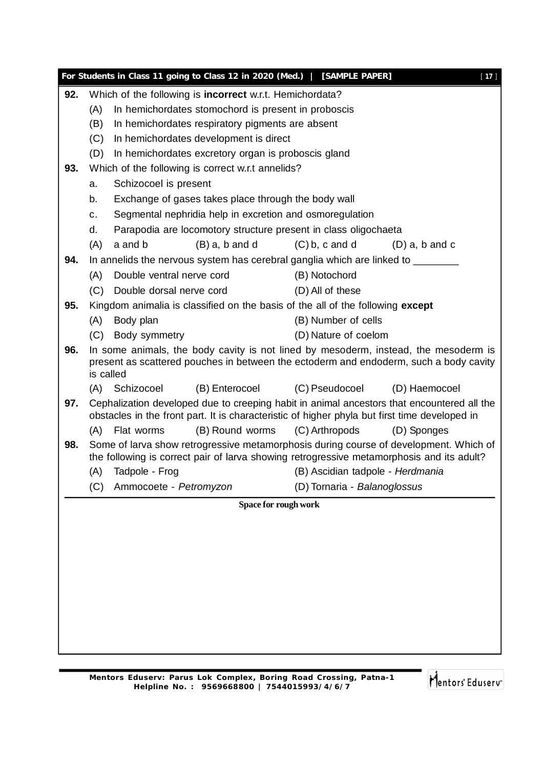**92.** Which of the following is **incorrect** w.r.t. Hemichordata?

(A) In hemichordates stomochord is present in proboscis

(B) In hemichordates respiratory pigments are absent

(C) In hemichordates development is direct

(D) In hemichordates excretory organ is proboscis gland

**93.** Which of the following is correct w.r.t annelids?

a. Schizocoel is present

b. Exchange of gases takes place through the body wall

c. Segmental nephridia help in excretion and osmoregulation

d. Parapodia are locomotory structure present in class oligochaeta

(A) a and b (B) a, b and d (C) b, c and d (D) a, b and c

**94.** In annelids the nervous system has cerebral ganglia which are linked to ________

(A) Double ventral nerve cord (B) Notochord

(C) Double dorsal nerve cord (D) All of these

**95.** Kingdom animalia is classified on the basis of the all of the following **except**

(A) Body plan (B) Number of cells

(C) Body symmetry (D) Nature of coelom

**96.** In some animals, the body cavity is not lined by mesoderm, instead, the mesoderm is present as scattered pouches in between the ectoderm and endoderm, such a body cavity is called

(A) Schizocoel (B) Enterocoel (C) Pseudocoel (D) Haemocoel

**97.** Cephalization developed due to creeping habit in animal ancestors that encountered all the obstacles in the front part. It is characteristic of higher phyla but first time developed in

(A) Flat worms (B) Round worms (C) Arthropods (D) Sponges

**98.** Some of larva show retrogressive metamorphosis during course of development. Which of the following is correct pair of larva showing retrogressive metamorphosis and its adult?

(A) Tadpole - Frog (B) Ascidian tadpole - *Herdmania*

(C) Ammocoete - *Petromyzon* (D) Tornaria - *Balanoglossus*

**Space for rough work**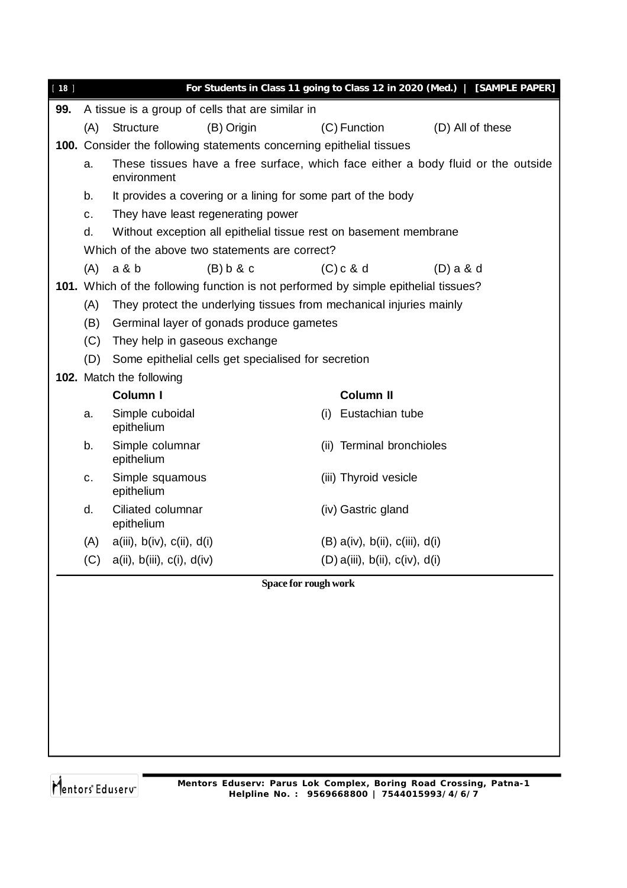**99.** A tissue is a group of cells that are similar in

(A) Structure (B) Origin (C) Function (D) All of these

**100.** Consider the following statements concerning epithelial tissues

a. These tissues have a free surface, which face either a body fluid or the outside environment

b. It provides a covering or a lining for some part of the body

c. They have least regenerating power

d. Without exception all epithelial tissue rest on basement membrane

Which of the above two statements are correct?

(A) a & b (B) b & c (C) c & d (D) a & d

**101.** Which of the following function is not performed by simple epithelial tissues?

(A) They protect the underlying tissues from mechanical injuries mainly

(B) Germinal layer of gonads produce gametes

(C) They help in gaseous exchange

(D) Some epithelial cells get specialised for secretion

**102.** Match the following

| | Column I | | Column II |
|---|---|---|---|
| a. | Simple cuboidal epithelium | (i) | Eustachian tube |
| b. | Simple columnar epithelium | (ii) | Terminal bronchioles |
| c. | Simple squamous epithelium | (iii) | Thyroid vesicle |
| d. | Ciliated columnar epithelium | (iv) | Gastric gland |

(A) a(iii), b(iv), c(ii), d(i) (B) a(iv), b(ii), c(iii), d(i)

(C) a(ii), b(iii), c(i), d(iv) (D) a(iii), b(ii), c(iv), d(i)

**Space for rough work**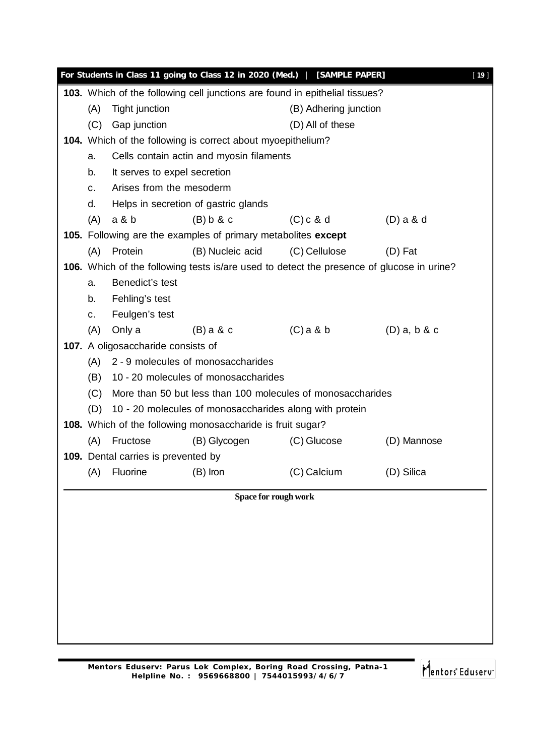**103.** Which of the following cell junctions are found in epithelial tissues?

(A) Tight junction (B) Adhering junction

(C) Gap junction (D) All of these

**104.** Which of the following is correct about myoepithelium?

a. Cells contain actin and myosin filaments

b. It serves to expel secretion

c. Arises from the mesoderm

d. Helps in secretion of gastric glands

(A) a & b (B) b & c (C) c & d (D) a & d

**105.** Following are the examples of primary metabolites **except**

(A) Protein (B) Nucleic acid (C) Cellulose (D) Fat

**106.** Which of the following tests is/are used to detect the presence of glucose in urine?

a. Benedict's test

b. Fehling's test

c. Feulgen's test

(A) Only a (B) a & c (C) a & b (D) a, b & c

**107.** A oligosaccharide consists of

(A) 2 - 9 molecules of monosaccharides

(B) 10 - 20 molecules of monosaccharides

(C) More than 50 but less than 100 molecules of monosaccharides

(D) 10 - 20 molecules of monosaccharides along with protein

**108.** Which of the following monosaccharide is fruit sugar?

(A) Fructose (B) Glycogen (C) Glucose (D) Mannose

**109.** Dental carries is prevented by

(A) Fluorine (B) Iron (C) Calcium (D) Silica

**Space for rough work**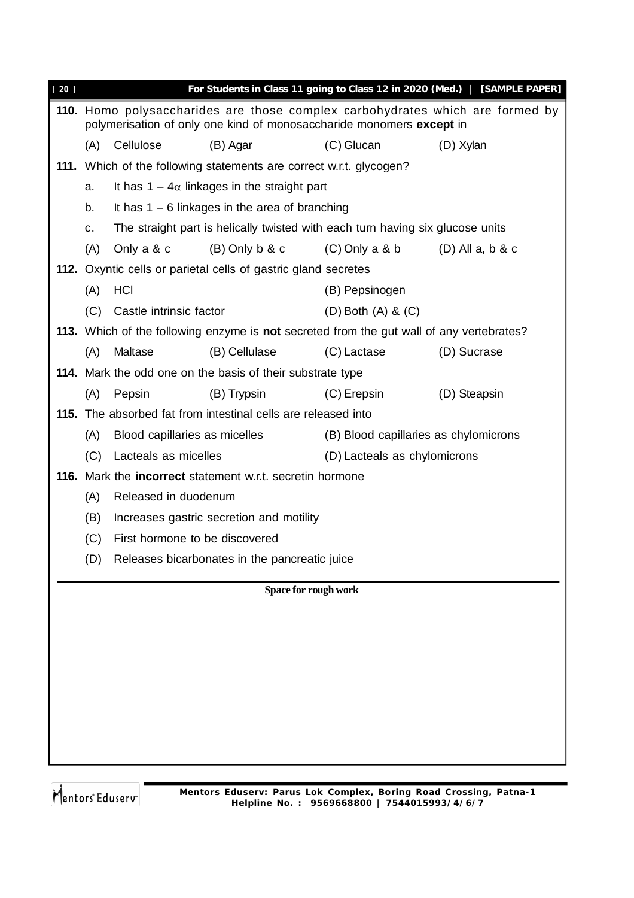**110.** Homo polysaccharides are those complex carbohydrates which are formed by polymerisation of only one kind of monosaccharide monomers **except** in

(A) Cellulose (B) Agar (C) Glucan (D) Xylan

**111.** Which of the following statements are correct w.r.t. glycogen?

a. It has $1 - 4\alpha$ linkages in the straight part

b. It has $1 - 6$ linkages in the area of branching

c. The straight part is helically twisted with each turn having six glucose units

(A) Only a & c (B) Only b & c (C) Only a & b (D) All a, b & c

**112.** Oxyntic cells or parietal cells of gastric gland secretes

(A) HCl (B) Pepsinogen

(C) Castle intrinsic factor (D) Both (A) & (C)

**113.** Which of the following enzyme is **not** secreted from the gut wall of any vertebrates?

(A) Maltase (B) Cellulase (C) Lactase (D) Sucrase

**114.** Mark the odd one on the basis of their substrate type

(A) Pepsin (B) Trypsin (C) Erepsin (D) Steapsin

**115.** The absorbed fat from intestinal cells are released into

(A) Blood capillaries as micelles (B) Blood capillaries as chylomicrons

(C) Lacteals as micelles (D) Lacteals as chylomicrons

**116.** Mark the **incorrect** statement w.r.t. secretin hormone

(A) Released in duodenum

(B) Increases gastric secretion and motility

(C) First hormone to be discovered

(D) Releases bicarbonates in the pancreatic juice

**Space for rough work**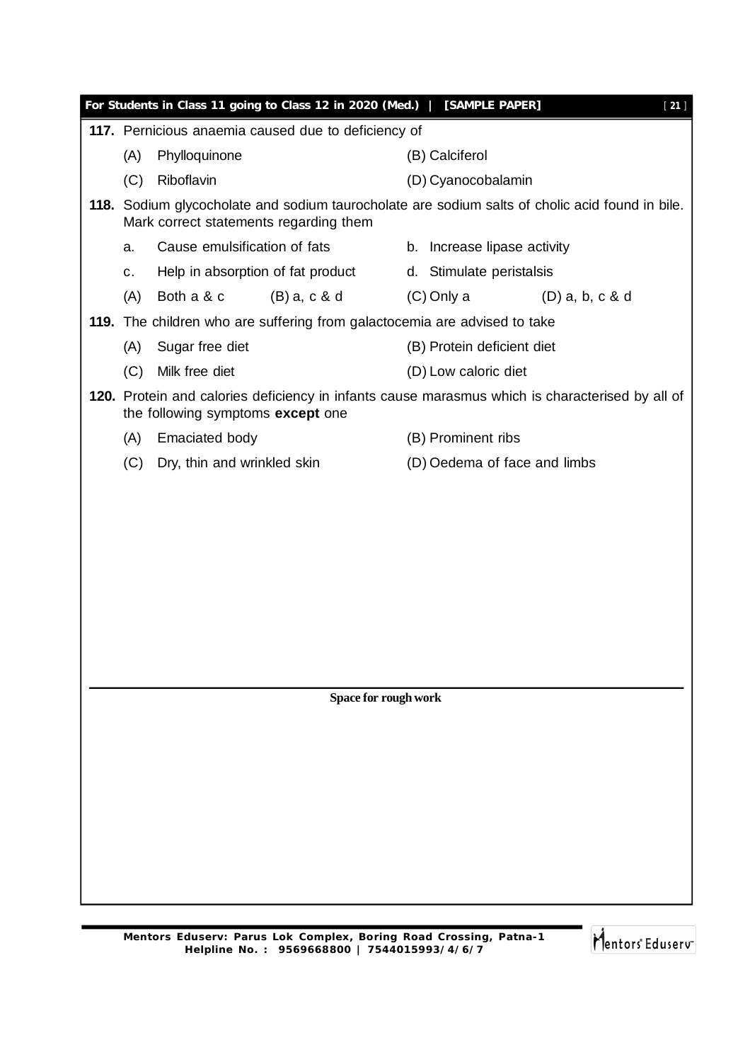**117.** Pernicious anaemia caused due to deficiency of

(A) Phylloquinone (B) Calciferol

(C) Riboflavin (D) Cyanocobalamin

**118.** Sodium glycocholate and sodium taurocholate are sodium salts of cholic acid found in bile. Mark correct statements regarding them

a. Cause emulsification of fats

b. Increase lipase activity

c. Help in absorption of fat product

d. Stimulate peristalsis

(A) Both a & c (B) a, c & d (C) Only a (D) a, b, c & d

**119.** The children who are suffering from galactocemia are advised to take

(A) Sugar free diet (B) Protein deficient diet

(C) Milk free diet (D) Low caloric diet

**120.** Protein and calories deficiency in infants cause marasmus which is characterised by all of the following symptoms **except** one

(A) Emaciated body (B) Prominent ribs

(C) Dry, thin and wrinkled skin (D) Oedema of face and limbs

**Space for rough work**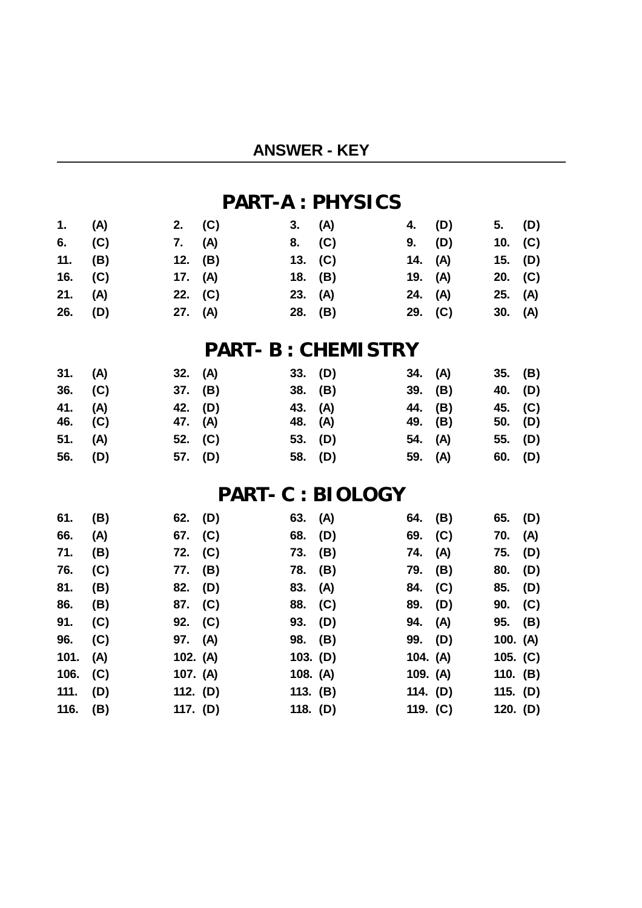## ANSWER - KEY

### PART-A : PHYSICS

| | | | | | | | | | |
|---|---|---|---|---|---|---|---|---|---|
| 1. | (A) | 2. | (C) | 3. | (A) | 4. | (D) | 5. | (D) |
| 6. | (C) | 7. | (A) | 8. | (C) | 9. | (D) | 10. | (C) |
| 11. | (B) | 12. | (B) | 13. | (C) | 14. | (A) | 15. | (D) |
| 16. | (C) | 17. | (A) | 18. | (B) | 19. | (A) | 20. | (C) |
| 21. | (A) | 22. | (C) | 23. | (A) | 24. | (A) | 25. | (A) |
| 26. | (D) | 27. | (A) | 28. | (B) | 29. | (C) | 30. | (A) |

### PART- B : CHEMISTRY

| | | | | | | | | | |
|---|---|---|---|---|---|---|---|---|---|
| 31. | (A) | 32. | (A) | 33. | (D) | 34. | (A) | 35. | (B) |
| 36. | (C) | 37. | (B) | 38. | (B) | 39. | (B) | 40. | (D) |
| 41. | (A) | 42. | (D) | 43. | (A) | 44. | (B) | 45. | (C) |
| 46. | (C) | 47. | (A) | 48. | (A) | 49. | (B) | 50. | (D) |
| 51. | (A) | 52. | (C) | 53. | (D) | 54. | (A) | 55. | (D) |
| 56. | (D) | 57. | (D) | 58. | (D) | 59. | (A) | 60. | (D) |

### PART- C : BIOLOGY

| | | | | | | | | | |
|---|---|---|---|---|---|---|---|---|---|
| 61. | (B) | 62. | (D) | 63. | (A) | 64. | (B) | 65. | (D) |
| 66. | (A) | 67. | (C) | 68. | (D) | 69. | (C) | 70. | (A) |
| 71. | (B) | 72. | (C) | 73. | (B) | 74. | (A) | 75. | (D) |
| 76. | (C) | 77. | (B) | 78. | (B) | 79. | (B) | 80. | (D) |
| 81. | (B) | 82. | (D) | 83. | (A) | 84. | (C) | 85. | (D) |
| 86. | (B) | 87. | (C) | 88. | (C) | 89. | (D) | 90. | (C) |
| 91. | (C) | 92. | (C) | 93. | (D) | 94. | (A) | 95. | (B) |
| 96. | (C) | 97. | (A) | 98. | (B) | 99. | (D) | 100. | (A) |
| 101. | (A) | 102. | (A) | 103. | (D) | 104. | (A) | 105. | (C) |
| 106. | (C) | 107. | (A) | 108. | (A) | 109. | (A) | 110. | (B) |
| 111. | (D) | 112. | (D) | 113. | (B) | 114. | (D) | 115. | (D) |
| 116. | (B) | 117. | (D) | 118. | (D) | 119. | (C) | 120. | (D) |